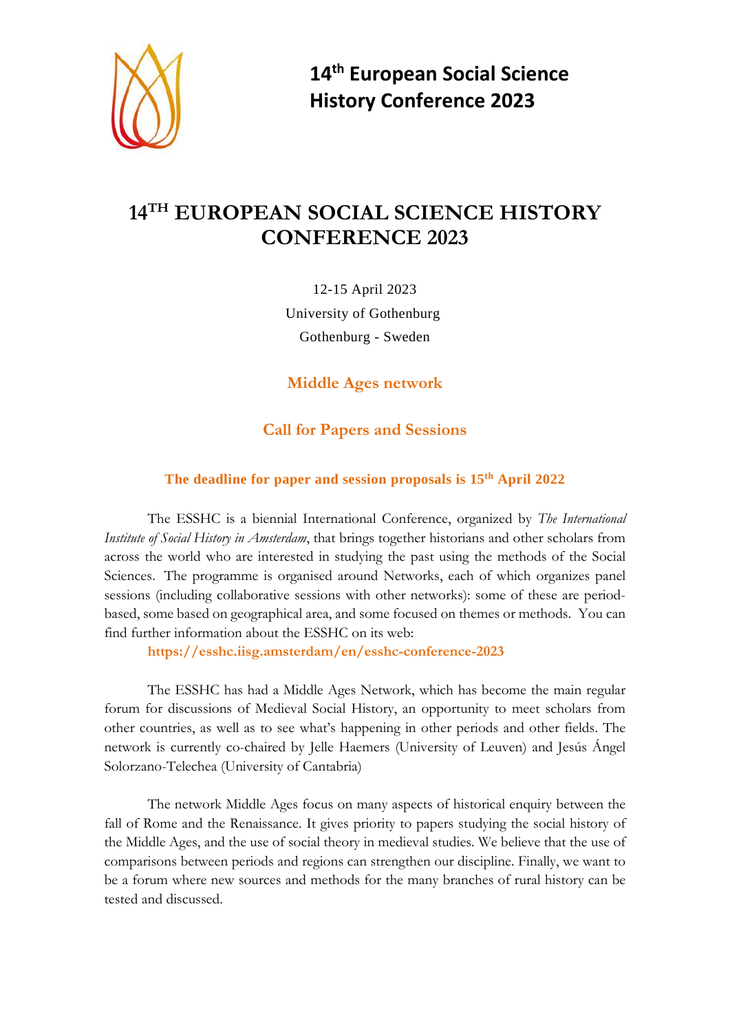# 14th European Social Science History Conference 2023

# 14TH EUROPEAN SOCIAL SCIENCE HISTORY CONFERENCE 2023

12-15 April 2023

University of Gothenburg

Gothenburg - Sweden

## Middle Ages network

## Call for Papers and Sessions

**The deadline for paper and session proposals is 15th April 2022**

The ESSHC is a biennial International Conference, organized by *The International Institute of Social History in Amsterdam*, that brings together historians and other scholars from across the world who are interested in studying the past using the methods of the Social Sciences. The programme is organised around Networks, each of which organizes panel sessions (including collaborative sessions with other networks): some of these are period-based, some based on geographical area, and some focused on themes or methods. You can find further information about the ESSHC on its web:

**https://esshc.iisg.amsterdam/en/esshc-conference-2023**

The ESSHC has had a Middle Ages Network, which has become the main regular forum for discussions of Medieval Social History, an opportunity to meet scholars from other countries, as well as to see what's happening in other periods and other fields. The network is currently co-chaired by Jelle Haemers (University of Leuven) and Jesús Ángel Solorzano-Telechea (University of Cantabria)

The network Middle Ages focus on many aspects of historical enquiry between the fall of Rome and the Renaissance. It gives priority to papers studying the social history of the Middle Ages, and the use of social theory in medieval studies. We believe that the use of comparisons between periods and regions can strengthen our discipline. Finally, we want to be a forum where new sources and methods for the many branches of rural history can be tested and discussed.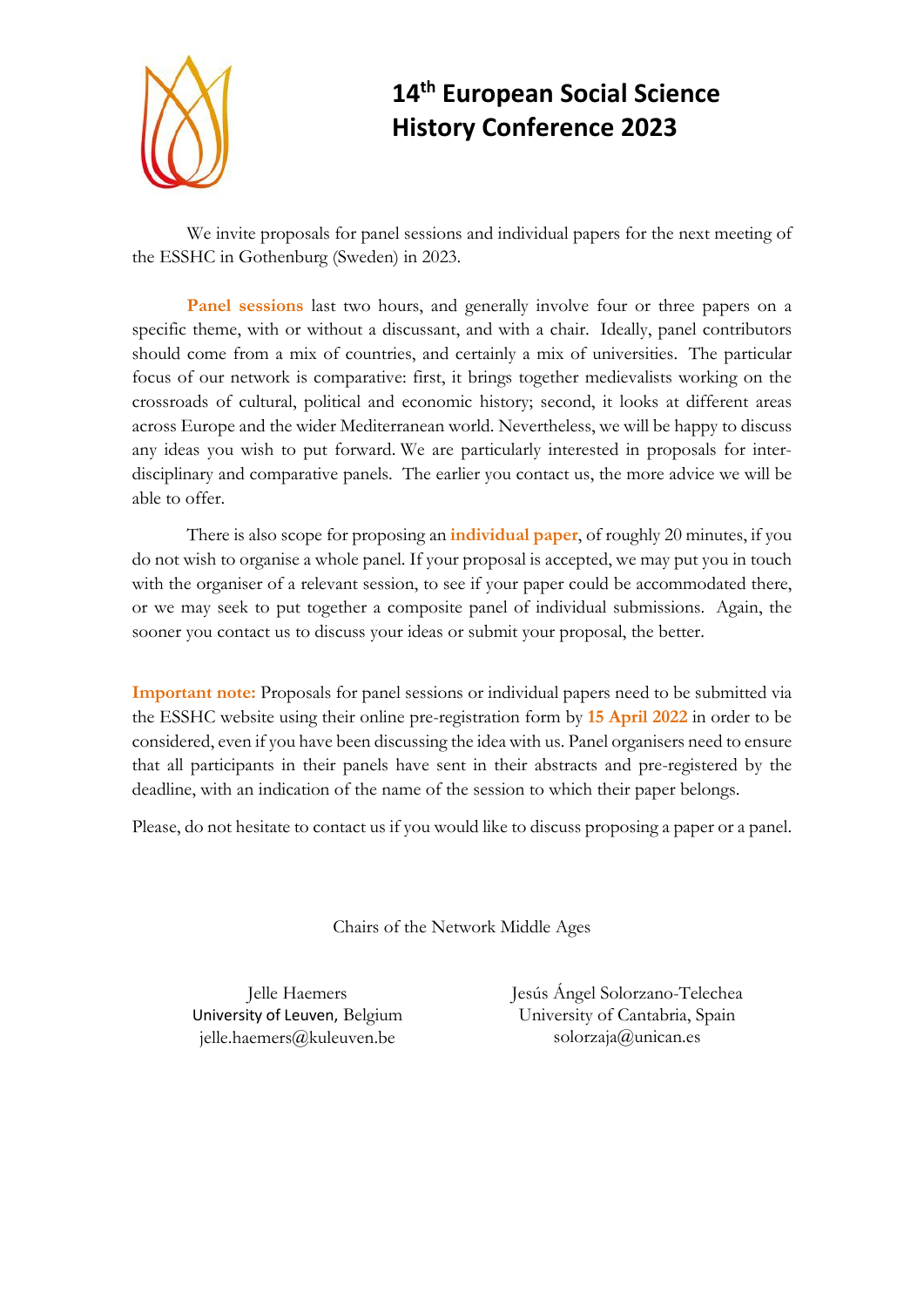# 14th European Social Science History Conference 2023

We invite proposals for panel sessions and individual papers for the next meeting of the ESSHC in Gothenburg (Sweden) in 2023.

**Panel sessions** last two hours, and generally involve four or three papers on a specific theme, with or without a discussant, and with a chair. Ideally, panel contributors should come from a mix of countries, and certainly a mix of universities. The particular focus of our network is comparative: first, it brings together medievalists working on the crossroads of cultural, political and economic history; second, it looks at different areas across Europe and the wider Mediterranean world. Nevertheless, we will be happy to discuss any ideas you wish to put forward. We are particularly interested in proposals for inter-disciplinary and comparative panels. The earlier you contact us, the more advice we will be able to offer.

There is also scope for proposing an **individual paper**, of roughly 20 minutes, if you do not wish to organise a whole panel. If your proposal is accepted, we may put you in touch with the organiser of a relevant session, to see if your paper could be accommodated there, or we may seek to put together a composite panel of individual submissions. Again, the sooner you contact us to discuss your ideas or submit your proposal, the better.

**Important note:** Proposals for panel sessions or individual papers need to be submitted via the ESSHC website using their online pre-registration form by **15 April 2022** in order to be considered, even if you have been discussing the idea with us. Panel organisers need to ensure that all participants in their panels have sent in their abstracts and pre-registered by the deadline, with an indication of the name of the session to which their paper belongs.

Please, do not hesitate to contact us if you would like to discuss proposing a paper or a panel.

Chairs of the Network Middle Ages

Jelle Haemers
University of Leuven, Belgium
jelle.haemers@kuleuven.be

Jesús Ángel Solorzano-Telechea
University of Cantabria, Spain
solorzaja@unican.es